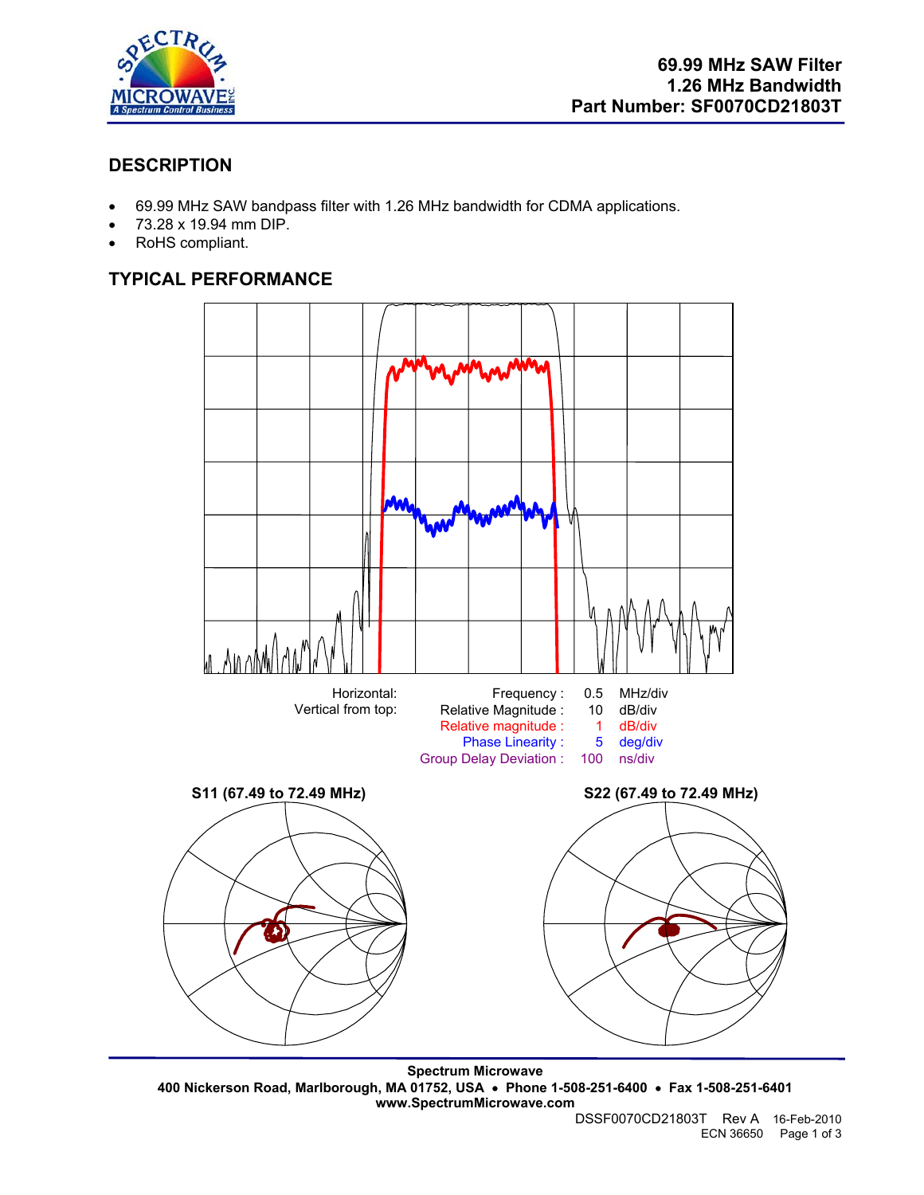# 69.99 MHz SAW Filter
# 1.26 MHz Bandwidth
# Part Number: SF0070CD21803T

## DESCRIPTION

- 69.99 MHz SAW bandpass filter with 1.26 MHz bandwidth for CDMA applications.
- 73.28 x 19.94 mm DIP.
- RoHS compliant.

## TYPICAL PERFORMANCE

| | | | |
|---|---|---|---|
| Horizontal: | Frequency : | 0.5 | MHz/div |
| Vertical from top: | Relative Magnitude : | 10 | dB/div |
| | Relative magnitude : | 1 | dB/div |
| | Phase Linearity : | 5 | deg/div |
| | Group Delay Deviation : | 100 | ns/div |

**S11 (67.49 to 72.49 MHz)**

**S22 (67.49 to 72.49 MHz)**

**Spectrum Microwave**
**400 Nickerson Road, Marlborough, MA 01752, USA • Phone 1-508-251-6400 • Fax 1-508-251-6401**
**www.SpectrumMicrowave.com**

DSSF0070CD21803T Rev A 16-Feb-2010
ECN 36650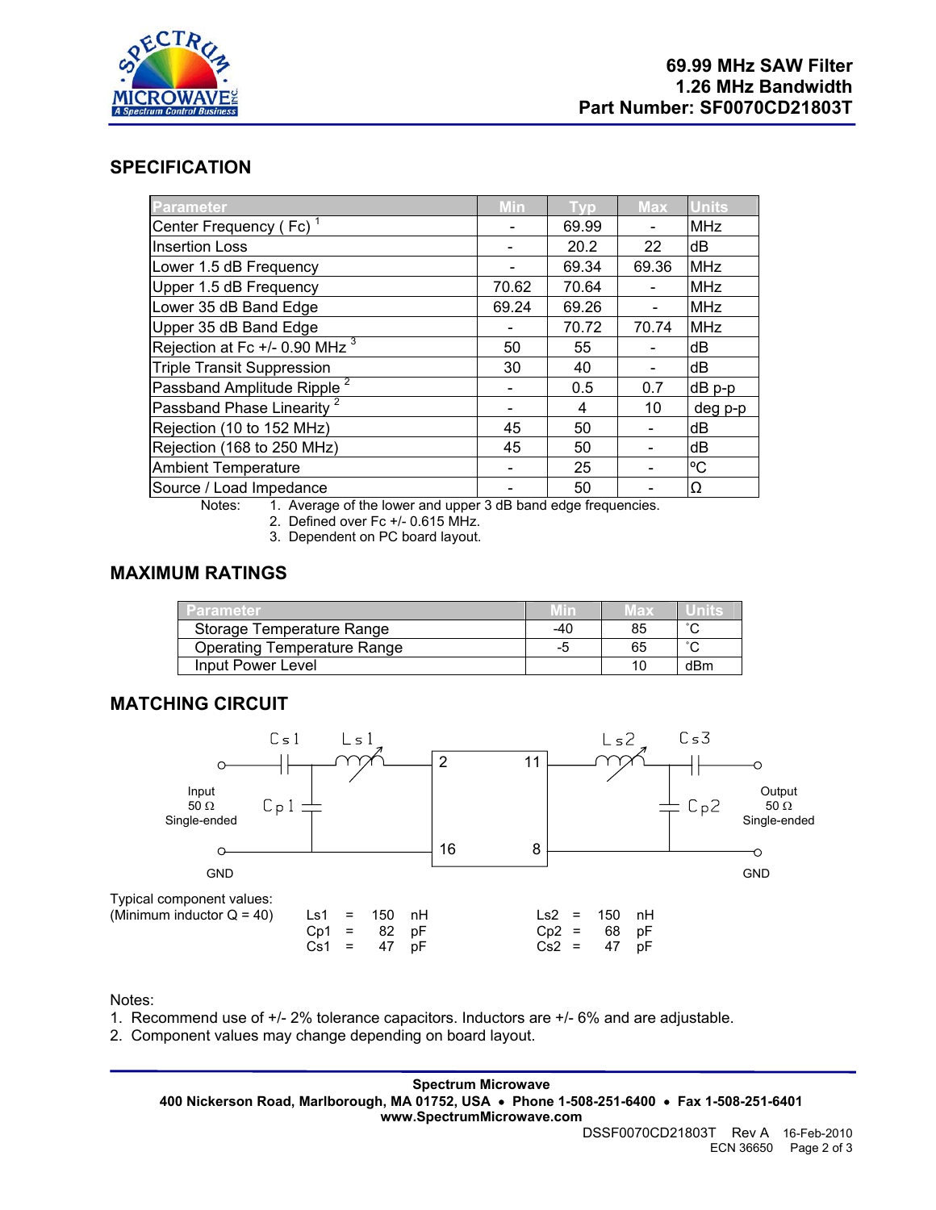# 69.99 MHz SAW Filter
# 1.26 MHz Bandwidth
# Part Number: SF0070CD21803T

## SPECIFICATION

| Parameter | Min | Typ | Max | Units |
|---|---|---|---|---|
| Center Frequency ( Fc) [1] | - | 69.99 | - | MHz |
| Insertion Loss | - | 20.2 | 22 | dB |
| Lower 1.5 dB Frequency | - | 69.34 | 69.36 | MHz |
| Upper 1.5 dB Frequency | 70.62 | 70.64 | - | MHz |
| Lower 35 dB Band Edge | 69.24 | 69.26 | - | MHz |
| Upper 35 dB Band Edge | - | 70.72 | 70.74 | MHz |
| Rejection at Fc +/- 0.90 MHz [3] | 50 | 55 | - | dB |
| Triple Transit Suppression | 30 | 40 | - | dB |
| Passband Amplitude Ripple [2] | - | 0.5 | 0.7 | dB p-p |
| Passband Phase Linearity [2] | - | 4 | 10 | deg p-p |
| Rejection (10 to 152 MHz) | 45 | 50 | - | dB |
| Rejection (168 to 250 MHz) | 45 | 50 | - | dB |
| Ambient Temperature | - | 25 | - | ºC |
| Source / Load Impedance | - | 50 | - | Ω |

Notes:
1. Average of the lower and upper 3 dB band edge frequencies.
2. Defined over Fc +/- 0.615 MHz.
3. Dependent on PC board layout.

## MAXIMUM RATINGS

| Parameter | Min | Max | Units |
|---|---|---|---|
| Storage Temperature Range | -40 | 85 | ˚C |
| Operating Temperature Range | -5 | 65 | ˚C |
| Input Power Level | | 10 | dBm |

## MATCHING CIRCUIT

Input 50 Ω Single-ended — Cs1 — Ls1 — pin 2; Cp1 to GND; pin 16 GND
Pin 11 — Ls2 — Cs3 — Output 50 Ω Single-ended; Cp2 to GND; pin 8 GND

Typical component values:
(Minimum inductor Q = 40)

| | | |
|---|---|---|
| Ls1 = 150 nH | | Ls2 = 150 nH |
| Cp1 = 82 pF | | Cp2 = 68 pF |
| Cs1 = 47 pF | | Cs2 = 47 pF |

Notes:
1. Recommend use of +/- 2% tolerance capacitors. Inductors are +/- 6% and are adjustable.
2. Component values may change depending on board layout.

**Spectrum Microwave**
**400 Nickerson Road, Marlborough, MA 01752, USA • Phone 1-508-251-6400 • Fax 1-508-251-6401**
**www.SpectrumMicrowave.com**

DSSF0070CD21803T Rev A 16-Feb-2010
ECN 36650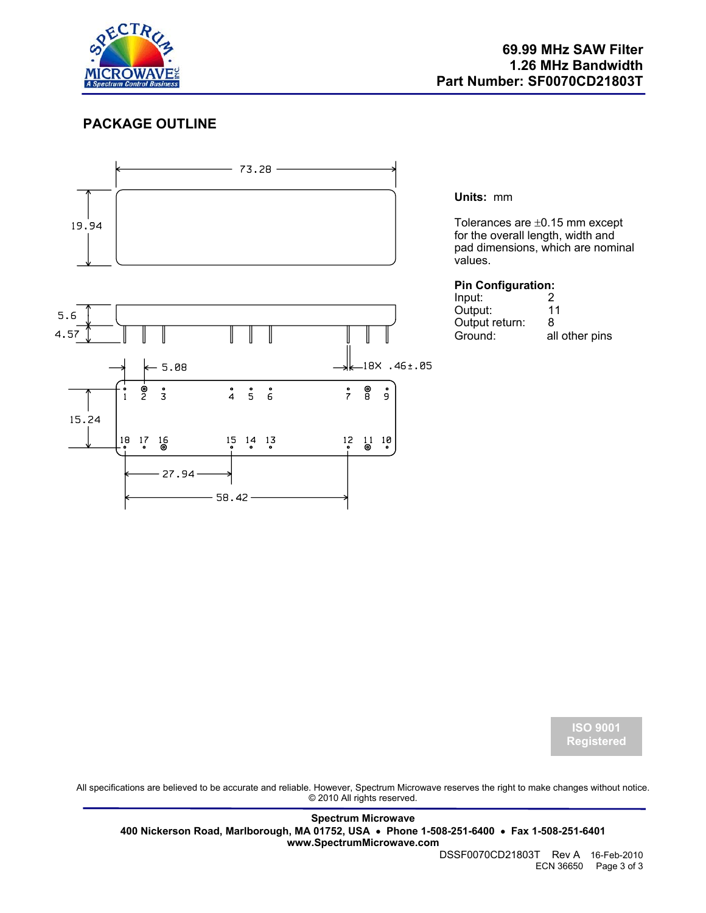# 69.99 MHz SAW Filter
# 1.26 MHz Bandwidth
# Part Number: SF0070CD21803T

## PACKAGE OUTLINE

73.28

19.94

5.6

4.57

5.08

18X .46±.05

15.24

1 2 3 4 5 6 7 8 9

18 17 16 15 14 13 12 11 10

27.94

58.42

**Units:** mm

Tolerances are ±0.15 mm except for the overall length, width and pad dimensions, which are nominal values.

**Pin Configuration:**

| | |
|---|---|
| Input: | 2 |
| Output: | 11 |
| Output return: | 8 |
| Ground: | all other pins |

ISO 9001 Registered

All specifications are believed to be accurate and reliable. However, Spectrum Microwave reserves the right to make changes without notice.
© 2010 All rights reserved.

**Spectrum Microwave**
**400 Nickerson Road, Marlborough, MA 01752, USA • Phone 1-508-251-6400 • Fax 1-508-251-6401**
**www.SpectrumMicrowave.com**

DSSF0070CD21803T Rev A 16-Feb-2010
ECN 36650